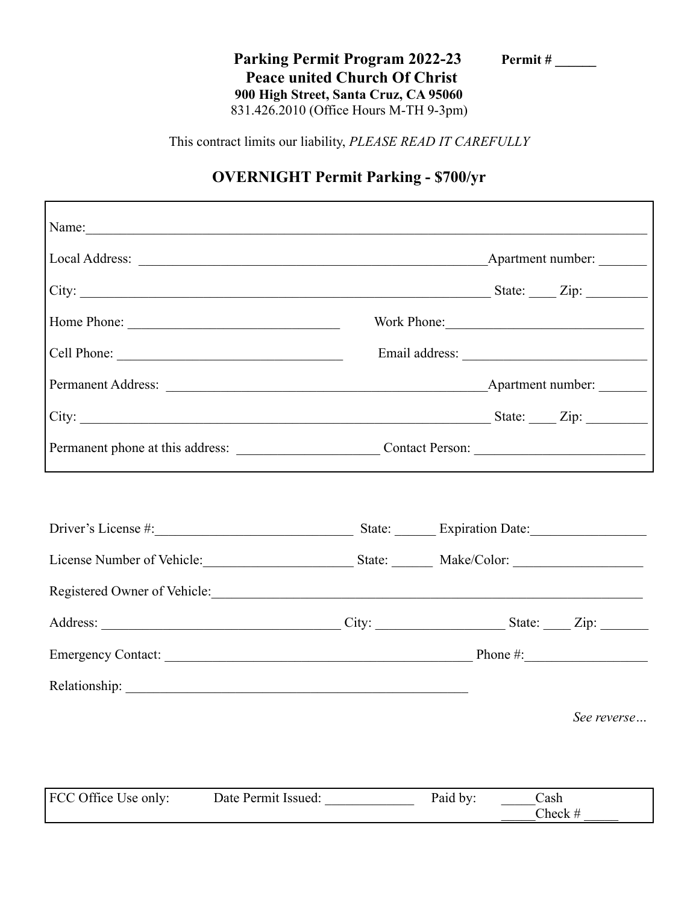**Parking Permit Program 2022-23** **Permit # ______**

**Peace united Church Of Christ**

**900 High Street, Santa Cruz, CA 95060**

831.426.2010 (Office Hours M-TH 9-3pm)

This contract limits our liability, *PLEASE READ IT CAREFULLY*

## OVERNIGHT Permit Parking - $700/yr

Name:_______________________________________________________________________________

Local Address: ____________________________________________________Apartment number: _______

City: ______________________________________________________________ State: ____ Zip: _________

Home Phone: _______________________________ Work Phone:_____________________________

Cell Phone: _________________________________ Email address: ___________________________

Permanent Address: _________________________________________________Apartment number: _______

City: ______________________________________________________________ State: ____ Zip: _________

Permanent phone at this address: _____________________ Contact Person: ________________________

Driver's License #:_____________________________ State: ______ Expiration Date:_________________

License Number of Vehicle:______________________ State: ______ Make/Color: ___________________

Registered Owner of Vehicle:_________________________________________________________________

Address: ___________________________________ City: ___________________ State: ____ Zip: _______

Emergency Contact: _______________________________________________ Phone #:__________________

Relationship: ____________________________________________________

*See reverse…*

| FCC Office Use only: | Date Permit Issued: _____________ | Paid by: | _____Cash<br>_____Check # _____ |
|---|---|---|---|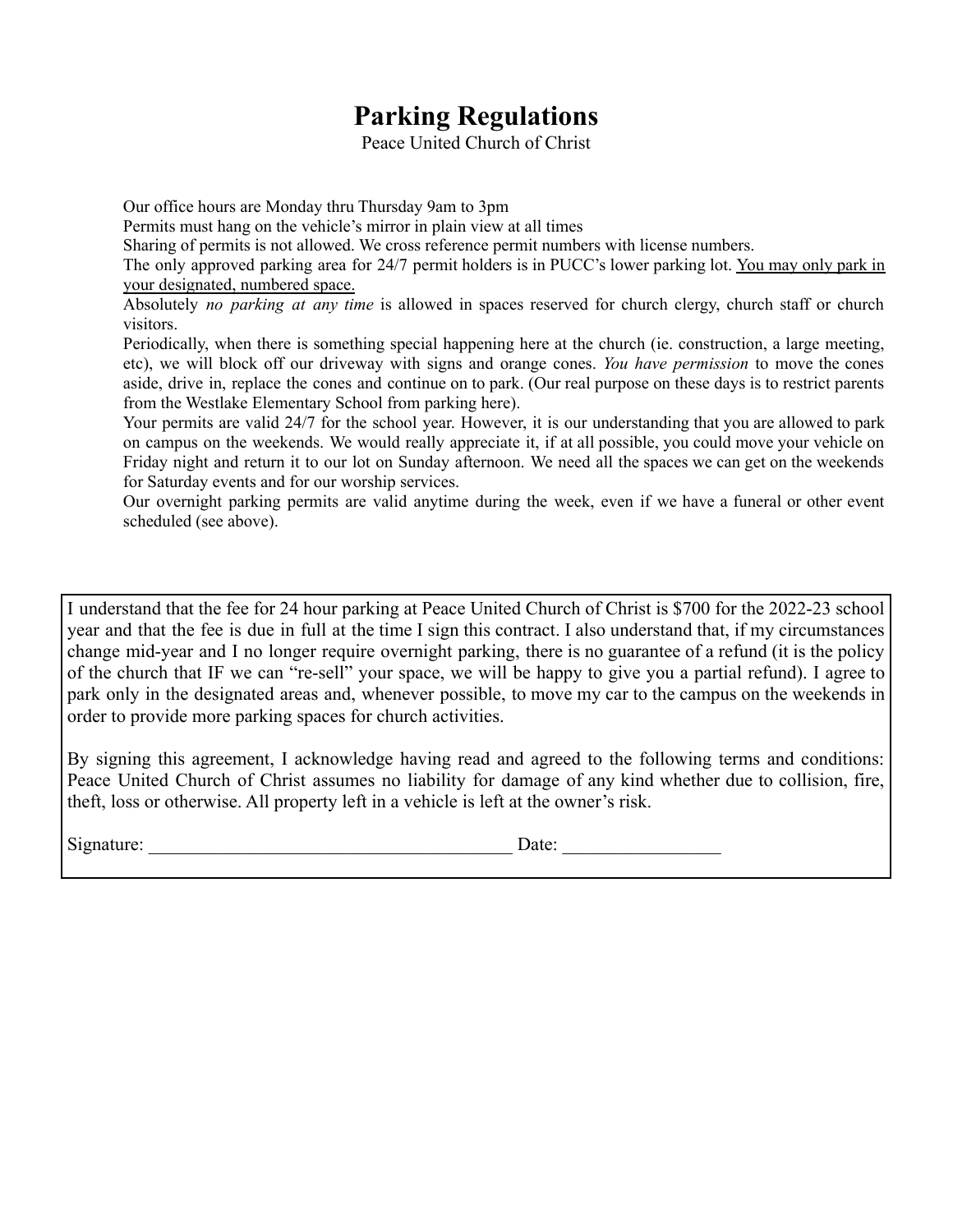# Parking Regulations

Peace United Church of Christ

Our office hours are Monday thru Thursday 9am to 3pm

Permits must hang on the vehicle's mirror in plain view at all times

Sharing of permits is not allowed. We cross reference permit numbers with license numbers.

The only approved parking area for 24/7 permit holders is in PUCC's lower parking lot. <u>You may only park in your designated, numbered space.</u>

Absolutely *no parking at any time* is allowed in spaces reserved for church clergy, church staff or church visitors.

Periodically, when there is something special happening here at the church (ie. construction, a large meeting, etc), we will block off our driveway with signs and orange cones. *You have permission* to move the cones aside, drive in, replace the cones and continue on to park. (Our real purpose on these days is to restrict parents from the Westlake Elementary School from parking here).

Your permits are valid 24/7 for the school year. However, it is our understanding that you are allowed to park on campus on the weekends. We would really appreciate it, if at all possible, you could move your vehicle on Friday night and return it to our lot on Sunday afternoon. We need all the spaces we can get on the weekends for Saturday events and for our worship services.

Our overnight parking permits are valid anytime during the week, even if we have a funeral or other event scheduled (see above).

I understand that the fee for 24 hour parking at Peace United Church of Christ is $700 for the 2022-23 school year and that the fee is due in full at the time I sign this contract. I also understand that, if my circumstances change mid-year and I no longer require overnight parking, there is no guarantee of a refund (it is the policy of the church that IF we can "re-sell" your space, we will be happy to give you a partial refund). I agree to park only in the designated areas and, whenever possible, to move my car to the campus on the weekends in order to provide more parking spaces for church activities.

By signing this agreement, I acknowledge having read and agreed to the following terms and conditions: Peace United Church of Christ assumes no liability for damage of any kind whether due to collision, fire, theft, loss or otherwise. All property left in a vehicle is left at the owner's risk.

Signature: _______________________________________ Date: _________________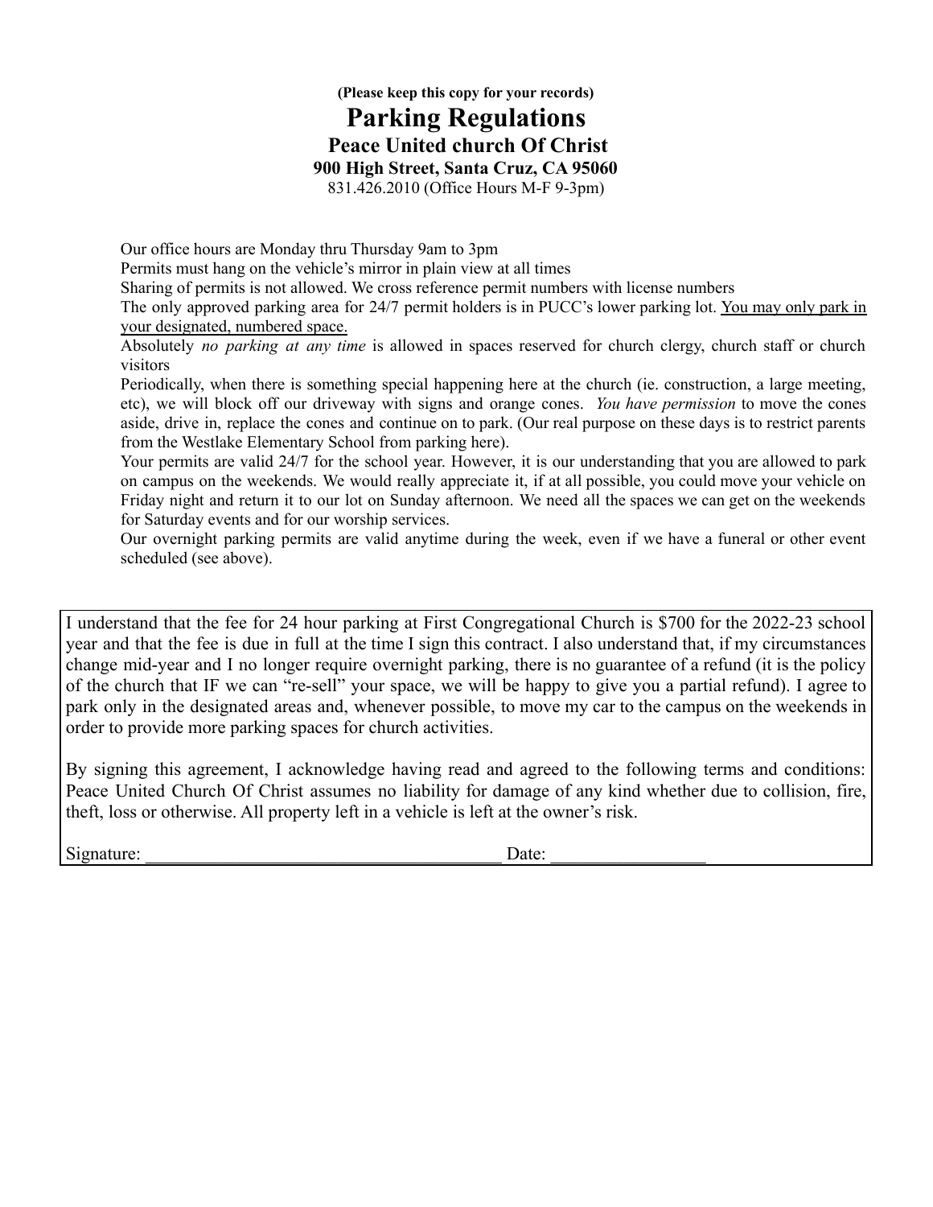**(Please keep this copy for your records)**

# Parking Regulations

## Peace United church Of Christ

**900 High Street, Santa Cruz, CA 95060**

831.426.2010 (Office Hours M-F 9-3pm)

Our office hours are Monday thru Thursday 9am to 3pm

Permits must hang on the vehicle's mirror in plain view at all times

Sharing of permits is not allowed. We cross reference permit numbers with license numbers

The only approved parking area for 24/7 permit holders is in PUCC's lower parking lot. <u>You may only park in your designated, numbered space.</u>

Absolutely *no parking at any time* is allowed in spaces reserved for church clergy, church staff or church visitors

Periodically, when there is something special happening here at the church (ie. construction, a large meeting, etc), we will block off our driveway with signs and orange cones. *You have permission* to move the cones aside, drive in, replace the cones and continue on to park. (Our real purpose on these days is to restrict parents from the Westlake Elementary School from parking here).

Your permits are valid 24/7 for the school year. However, it is our understanding that you are allowed to park on campus on the weekends. We would really appreciate it, if at all possible, you could move your vehicle on Friday night and return it to our lot on Sunday afternoon. We need all the spaces we can get on the weekends for Saturday events and for our worship services.

Our overnight parking permits are valid anytime during the week, even if we have a funeral or other event scheduled (see above).

I understand that the fee for 24 hour parking at First Congregational Church is $700 for the 2022-23 school year and that the fee is due in full at the time I sign this contract. I also understand that, if my circumstances change mid-year and I no longer require overnight parking, there is no guarantee of a refund (it is the policy of the church that IF we can "re-sell" your space, we will be happy to give you a partial refund). I agree to park only in the designated areas and, whenever possible, to move my car to the campus on the weekends in order to provide more parking spaces for church activities.

By signing this agreement, I acknowledge having read and agreed to the following terms and conditions: Peace United Church Of Christ assumes no liability for damage of any kind whether due to collision, fire, theft, loss or otherwise. All property left in a vehicle is left at the owner's risk.

Signature: _______________________________________ Date: ________________